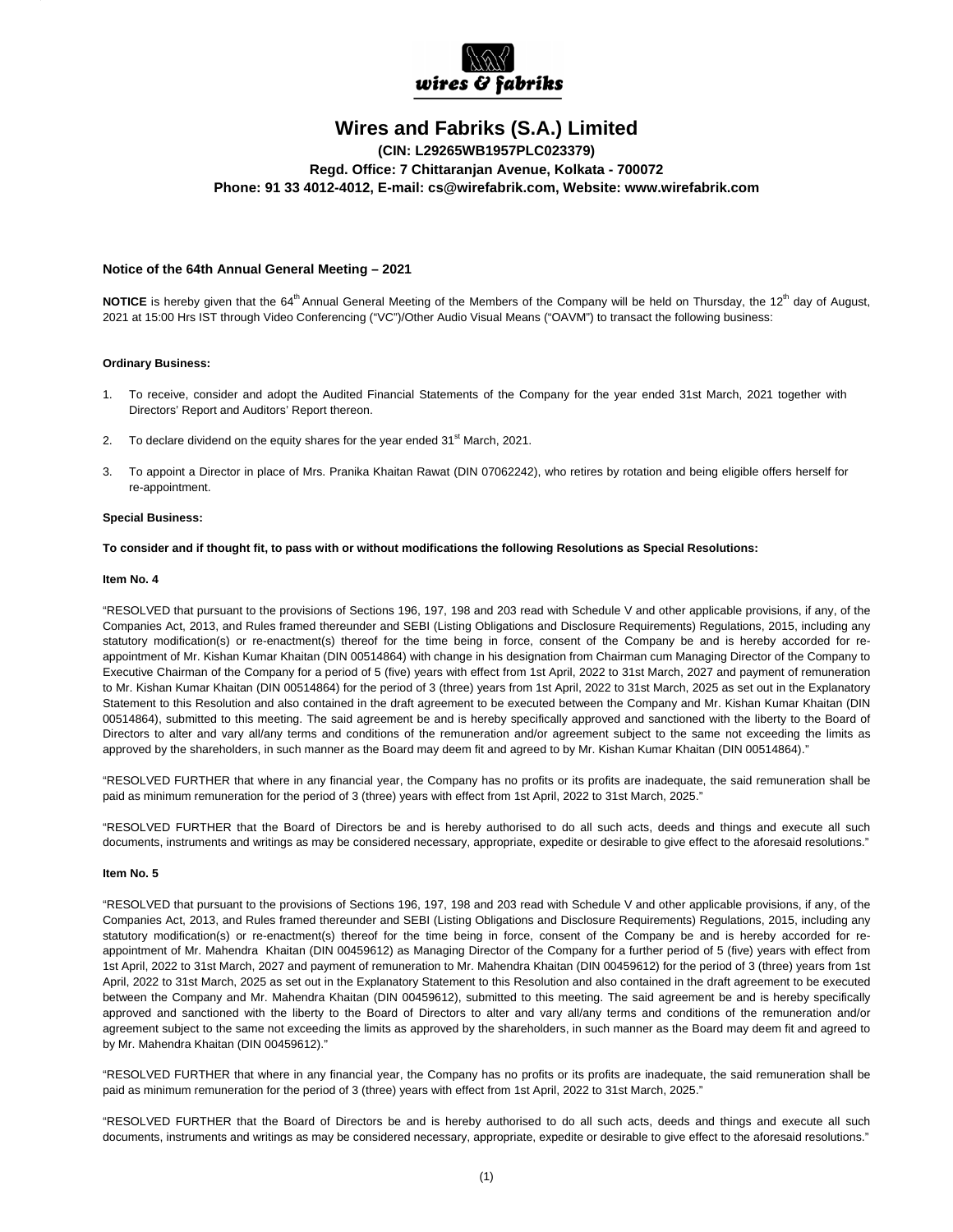# Wires and Fabriks (S.A.) Limited

**(CIN: L29265WB1957PLC023379)**

**Regd. Office: 7 Chittaranjan Avenue, Kolkata - 700072**

**Phone: 91 33 4012-4012, E-mail: cs@wirefabrik.com, Website: www.wirefabrik.com**

## Notice of the 64th Annual General Meeting – 2021

**NOTICE** is hereby given that the 64th Annual General Meeting of the Members of the Company will be held on Thursday, the 12th day of August, 2021 at 15:00 Hrs IST through Video Conferencing ("VC")/Other Audio Visual Means ("OAVM") to transact the following business:

### Ordinary Business:

1. To receive, consider and adopt the Audited Financial Statements of the Company for the year ended 31st March, 2021 together with Directors' Report and Auditors' Report thereon.
2. To declare dividend on the equity shares for the year ended 31st March, 2021.
3. To appoint a Director in place of Mrs. Pranika Khaitan Rawat (DIN 07062242), who retires by rotation and being eligible offers herself for re-appointment.

### Special Business:

**To consider and if thought fit, to pass with or without modifications the following Resolutions as Special Resolutions:**

#### Item No. 4

"RESOLVED that pursuant to the provisions of Sections 196, 197, 198 and 203 read with Schedule V and other applicable provisions, if any, of the Companies Act, 2013, and Rules framed thereunder and SEBI (Listing Obligations and Disclosure Requirements) Regulations, 2015, including any statutory modification(s) or re-enactment(s) thereof for the time being in force, consent of the Company be and is hereby accorded for re-appointment of Mr. Kishan Kumar Khaitan (DIN 00514864) with change in his designation from Chairman cum Managing Director of the Company to Executive Chairman of the Company for a period of 5 (five) years with effect from 1st April, 2022 to 31st March, 2027 and payment of remuneration to Mr. Kishan Kumar Khaitan (DIN 00514864) for the period of 3 (three) years from 1st April, 2022 to 31st March, 2025 as set out in the Explanatory Statement to this Resolution and also contained in the draft agreement to be executed between the Company and Mr. Kishan Kumar Khaitan (DIN 00514864), submitted to this meeting. The said agreement be and is hereby specifically approved and sanctioned with the liberty to the Board of Directors to alter and vary all/any terms and conditions of the remuneration and/or agreement subject to the same not exceeding the limits as approved by the shareholders, in such manner as the Board may deem fit and agreed to by Mr. Kishan Kumar Khaitan (DIN 00514864)."

"RESOLVED FURTHER that where in any financial year, the Company has no profits or its profits are inadequate, the said remuneration shall be paid as minimum remuneration for the period of 3 (three) years with effect from 1st April, 2022 to 31st March, 2025."

"RESOLVED FURTHER that the Board of Directors be and is hereby authorised to do all such acts, deeds and things and execute all such documents, instruments and writings as may be considered necessary, appropriate, expedite or desirable to give effect to the aforesaid resolutions."

#### Item No. 5

"RESOLVED that pursuant to the provisions of Sections 196, 197, 198 and 203 read with Schedule V and other applicable provisions, if any, of the Companies Act, 2013, and Rules framed thereunder and SEBI (Listing Obligations and Disclosure Requirements) Regulations, 2015, including any statutory modification(s) or re-enactment(s) thereof for the time being in force, consent of the Company be and is hereby accorded for re-appointment of Mr. Mahendra Khaitan (DIN 00459612) as Managing Director of the Company for a further period of 5 (five) years with effect from 1st April, 2022 to 31st March, 2027 and payment of remuneration to Mr. Mahendra Khaitan (DIN 00459612) for the period of 3 (three) years from 1st April, 2022 to 31st March, 2025 as set out in the Explanatory Statement to this Resolution and also contained in the draft agreement to be executed between the Company and Mr. Mahendra Khaitan (DIN 00459612), submitted to this meeting. The said agreement be and is hereby specifically approved and sanctioned with the liberty to the Board of Directors to alter and vary all/any terms and conditions of the remuneration and/or agreement subject to the same not exceeding the limits as approved by the shareholders, in such manner as the Board may deem fit and agreed to by Mr. Mahendra Khaitan (DIN 00459612)."

"RESOLVED FURTHER that where in any financial year, the Company has no profits or its profits are inadequate, the said remuneration shall be paid as minimum remuneration for the period of 3 (three) years with effect from 1st April, 2022 to 31st March, 2025."

"RESOLVED FURTHER that the Board of Directors be and is hereby authorised to do all such acts, deeds and things and execute all such documents, instruments and writings as may be considered necessary, appropriate, expedite or desirable to give effect to the aforesaid resolutions."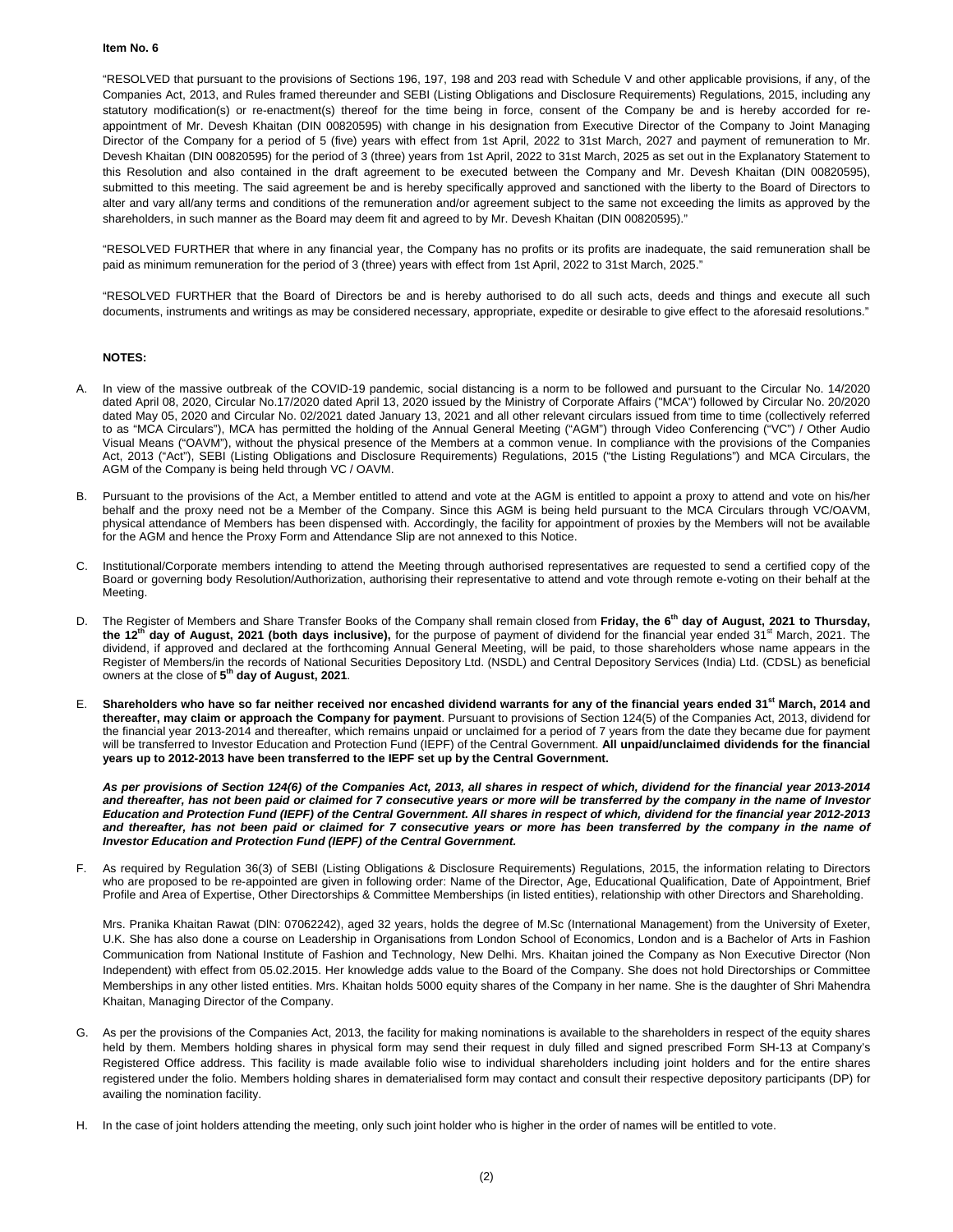**Item No. 6**

"RESOLVED that pursuant to the provisions of Sections 196, 197, 198 and 203 read with Schedule V and other applicable provisions, if any, of the Companies Act, 2013, and Rules framed thereunder and SEBI (Listing Obligations and Disclosure Requirements) Regulations, 2015, including any statutory modification(s) or re-enactment(s) thereof for the time being in force, consent of the Company be and is hereby accorded for re-appointment of Mr. Devesh Khaitan (DIN 00820595) with change in his designation from Executive Director of the Company to Joint Managing Director of the Company for a period of 5 (five) years with effect from 1st April, 2022 to 31st March, 2027 and payment of remuneration to Mr. Devesh Khaitan (DIN 00820595) for the period of 3 (three) years from 1st April, 2022 to 31st March, 2025 as set out in the Explanatory Statement to this Resolution and also contained in the draft agreement to be executed between the Company and Mr. Devesh Khaitan (DIN 00820595), submitted to this meeting. The said agreement be and is hereby specifically approved and sanctioned with the liberty to the Board of Directors to alter and vary all/any terms and conditions of the remuneration and/or agreement subject to the same not exceeding the limits as approved by the shareholders, in such manner as the Board may deem fit and agreed to by Mr. Devesh Khaitan (DIN 00820595)."

"RESOLVED FURTHER that where in any financial year, the Company has no profits or its profits are inadequate, the said remuneration shall be paid as minimum remuneration for the period of 3 (three) years with effect from 1st April, 2022 to 31st March, 2025."

"RESOLVED FURTHER that the Board of Directors be and is hereby authorised to do all such acts, deeds and things and execute all such documents, instruments and writings as may be considered necessary, appropriate, expedite or desirable to give effect to the aforesaid resolutions."

**NOTES:**

A. In view of the massive outbreak of the COVID-19 pandemic, social distancing is a norm to be followed and pursuant to the Circular No. 14/2020 dated April 08, 2020, Circular No.17/2020 dated April 13, 2020 issued by the Ministry of Corporate Affairs ("MCA") followed by Circular No. 20/2020 dated May 05, 2020 and Circular No. 02/2021 dated January 13, 2021 and all other relevant circulars issued from time to time (collectively referred to as "MCA Circulars"), MCA has permitted the holding of the Annual General Meeting ("AGM") through Video Conferencing ("VC") / Other Audio Visual Means ("OAVM"), without the physical presence of the Members at a common venue. In compliance with the provisions of the Companies Act, 2013 ("Act"), SEBI (Listing Obligations and Disclosure Requirements) Regulations, 2015 ("the Listing Regulations") and MCA Circulars, the AGM of the Company is being held through VC / OAVM.

B. Pursuant to the provisions of the Act, a Member entitled to attend and vote at the AGM is entitled to appoint a proxy to attend and vote on his/her behalf and the proxy need not be a Member of the Company. Since this AGM is being held pursuant to the MCA Circulars through VC/OAVM, physical attendance of Members has been dispensed with. Accordingly, the facility for appointment of proxies by the Members will not be available for the AGM and hence the Proxy Form and Attendance Slip are not annexed to this Notice.

C. Institutional/Corporate members intending to attend the Meeting through authorised representatives are requested to send a certified copy of the Board or governing body Resolution/Authorization, authorising their representative to attend and vote through remote e-voting on their behalf at the Meeting.

D. The Register of Members and Share Transfer Books of the Company shall remain closed from **Friday, the 6th day of August, 2021 to Thursday, the 12th day of August, 2021 (both days inclusive),** for the purpose of payment of dividend for the financial year ended 31st March, 2021. The dividend, if approved and declared at the forthcoming Annual General Meeting, will be paid, to those shareholders whose name appears in the Register of Members/in the records of National Securities Depository Ltd. (NSDL) and Central Depository Services (India) Ltd. (CDSL) as beneficial owners at the close of **5th day of August, 2021**.

E. **Shareholders who have so far neither received nor encashed dividend warrants for any of the financial years ended 31st March, 2014 and thereafter, may claim or approach the Company for payment**. Pursuant to provisions of Section 124(5) of the Companies Act, 2013, dividend for the financial year 2013-2014 and thereafter, which remains unpaid or unclaimed for a period of 7 years from the date they became due for payment will be transferred to Investor Education and Protection Fund (IEPF) of the Central Government. **All unpaid/unclaimed dividends for the financial years up to 2012-2013 have been transferred to the IEPF set up by the Central Government.**

***As per provisions of Section 124(6) of the Companies Act, 2013, all shares in respect of which, dividend for the financial year 2013-2014 and thereafter, has not been paid or claimed for 7 consecutive years or more will be transferred by the company in the name of Investor Education and Protection Fund (IEPF) of the Central Government. All shares in respect of which, dividend for the financial year 2012-2013 and thereafter, has not been paid or claimed for 7 consecutive years or more has been transferred by the company in the name of Investor Education and Protection Fund (IEPF) of the Central Government.***

F. As required by Regulation 36(3) of SEBI (Listing Obligations & Disclosure Requirements) Regulations, 2015, the information relating to Directors who are proposed to be re-appointed are given in following order: Name of the Director, Age, Educational Qualification, Date of Appointment, Brief Profile and Area of Expertise, Other Directorships & Committee Memberships (in listed entities), relationship with other Directors and Shareholding.

Mrs. Pranika Khaitan Rawat (DIN: 07062242), aged 32 years, holds the degree of M.Sc (International Management) from the University of Exeter, U.K. She has also done a course on Leadership in Organisations from London School of Economics, London and is a Bachelor of Arts in Fashion Communication from National Institute of Fashion and Technology, New Delhi. Mrs. Khaitan joined the Company as Non Executive Director (Non Independent) with effect from 05.02.2015. Her knowledge adds value to the Board of the Company. She does not hold Directorships or Committee Memberships in any other listed entities. Mrs. Khaitan holds 5000 equity shares of the Company in her name. She is the daughter of Shri Mahendra Khaitan, Managing Director of the Company.

G. As per the provisions of the Companies Act, 2013, the facility for making nominations is available to the shareholders in respect of the equity shares held by them. Members holding shares in physical form may send their request in duly filled and signed prescribed Form SH-13 at Company's Registered Office address. This facility is made available folio wise to individual shareholders including joint holders and for the entire shares registered under the folio. Members holding shares in dematerialised form may contact and consult their respective depository participants (DP) for availing the nomination facility.

H. In the case of joint holders attending the meeting, only such joint holder who is higher in the order of names will be entitled to vote.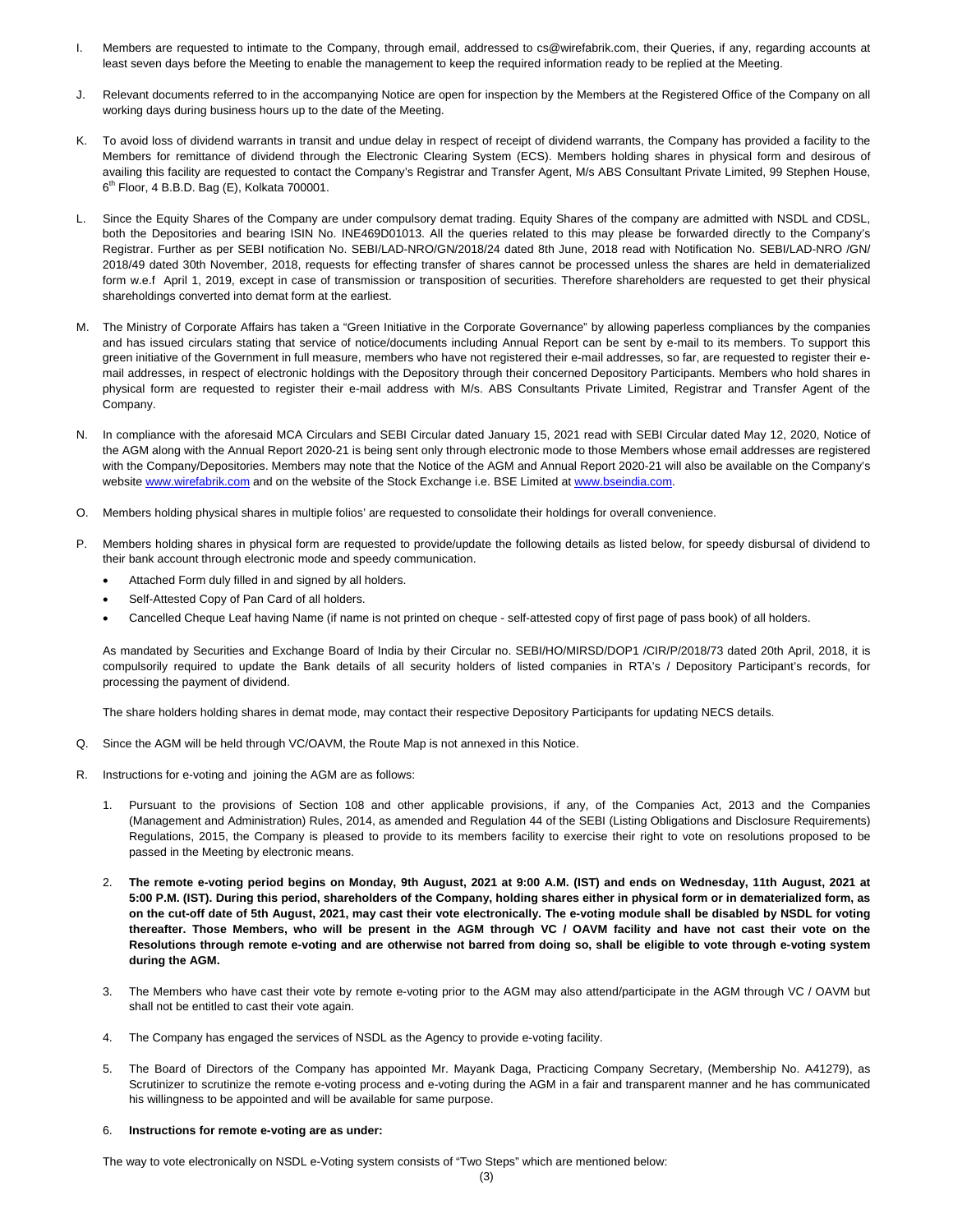I. Members are requested to intimate to the Company, through email, addressed to cs@wirefabrik.com, their Queries, if any, regarding accounts at least seven days before the Meeting to enable the management to keep the required information ready to be replied at the Meeting.

J. Relevant documents referred to in the accompanying Notice are open for inspection by the Members at the Registered Office of the Company on all working days during business hours up to the date of the Meeting.

K. To avoid loss of dividend warrants in transit and undue delay in respect of receipt of dividend warrants, the Company has provided a facility to the Members for remittance of dividend through the Electronic Clearing System (ECS). Members holding shares in physical form and desirous of availing this facility are requested to contact the Company's Registrar and Transfer Agent, M/s ABS Consultant Private Limited, 99 Stephen House, 6th Floor, 4 B.B.D. Bag (E), Kolkata 700001.

L. Since the Equity Shares of the Company are under compulsory demat trading. Equity Shares of the company are admitted with NSDL and CDSL, both the Depositories and bearing ISIN No. INE469D01013. All the queries related to this may please be forwarded directly to the Company's Registrar. Further as per SEBI notification No. SEBI/LAD-NRO/GN/2018/24 dated 8th June, 2018 read with Notification No. SEBI/LAD-NRO /GN/ 2018/49 dated 30th November, 2018, requests for effecting transfer of shares cannot be processed unless the shares are held in dematerialized form w.e.f April 1, 2019, except in case of transmission or transposition of securities. Therefore shareholders are requested to get their physical shareholdings converted into demat form at the earliest.

M. The Ministry of Corporate Affairs has taken a "Green Initiative in the Corporate Governance" by allowing paperless compliances by the companies and has issued circulars stating that service of notice/documents including Annual Report can be sent by e-mail to its members. To support this green initiative of the Government in full measure, members who have not registered their e-mail addresses, so far, are requested to register their e-mail addresses, in respect of electronic holdings with the Depository through their concerned Depository Participants. Members who hold shares in physical form are requested to register their e-mail address with M/s. ABS Consultants Private Limited, Registrar and Transfer Agent of the Company.

N. In compliance with the aforesaid MCA Circulars and SEBI Circular dated January 15, 2021 read with SEBI Circular dated May 12, 2020, Notice of the AGM along with the Annual Report 2020-21 is being sent only through electronic mode to those Members whose email addresses are registered with the Company/Depositories. Members may note that the Notice of the AGM and Annual Report 2020-21 will also be available on the Company's website [www.wirefabrik.com](http://www.wirefabrik.com) and on the website of the Stock Exchange i.e. BSE Limited at [www.bseindia.com](http://www.bseindia.com).

O. Members holding physical shares in multiple folios' are requested to consolidate their holdings for overall convenience.

P. Members holding shares in physical form are requested to provide/update the following details as listed below, for speedy disbursal of dividend to their bank account through electronic mode and speedy communication.

- Attached Form duly filled in and signed by all holders.
- Self-Attested Copy of Pan Card of all holders.
- Cancelled Cheque Leaf having Name (if name is not printed on cheque - self-attested copy of first page of pass book) of all holders.

As mandated by Securities and Exchange Board of India by their Circular no. SEBI/HO/MIRSD/DOP1 /CIR/P/2018/73 dated 20th April, 2018, it is compulsorily required to update the Bank details of all security holders of listed companies in RTA's / Depository Participant's records, for processing the payment of dividend.

The share holders holding shares in demat mode, may contact their respective Depository Participants for updating NECS details.

Q. Since the AGM will be held through VC/OAVM, the Route Map is not annexed in this Notice.

R. Instructions for e-voting and joining the AGM are as follows:

1. Pursuant to the provisions of Section 108 and other applicable provisions, if any, of the Companies Act, 2013 and the Companies (Management and Administration) Rules, 2014, as amended and Regulation 44 of the SEBI (Listing Obligations and Disclosure Requirements) Regulations, 2015, the Company is pleased to provide to its members facility to exercise their right to vote on resolutions proposed to be passed in the Meeting by electronic means.

2. **The remote e-voting period begins on Monday, 9th August, 2021 at 9:00 A.M. (IST) and ends on Wednesday, 11th August, 2021 at 5:00 P.M. (IST). During this period, shareholders of the Company, holding shares either in physical form or in dematerialized form, as on the cut-off date of 5th August, 2021, may cast their vote electronically. The e-voting module shall be disabled by NSDL for voting thereafter. Those Members, who will be present in the AGM through VC / OAVM facility and have not cast their vote on the Resolutions through remote e-voting and are otherwise not barred from doing so, shall be eligible to vote through e-voting system during the AGM.**

3. The Members who have cast their vote by remote e-voting prior to the AGM may also attend/participate in the AGM through VC / OAVM but shall not be entitled to cast their vote again.

4. The Company has engaged the services of NSDL as the Agency to provide e-voting facility.

5. The Board of Directors of the Company has appointed Mr. Mayank Daga, Practicing Company Secretary, (Membership No. A41279), as Scrutinizer to scrutinize the remote e-voting process and e-voting during the AGM in a fair and transparent manner and he has communicated his willingness to be appointed and will be available for same purpose.

6. **Instructions for remote e-voting are as under:**

The way to vote electronically on NSDL e-Voting system consists of "Two Steps" which are mentioned below: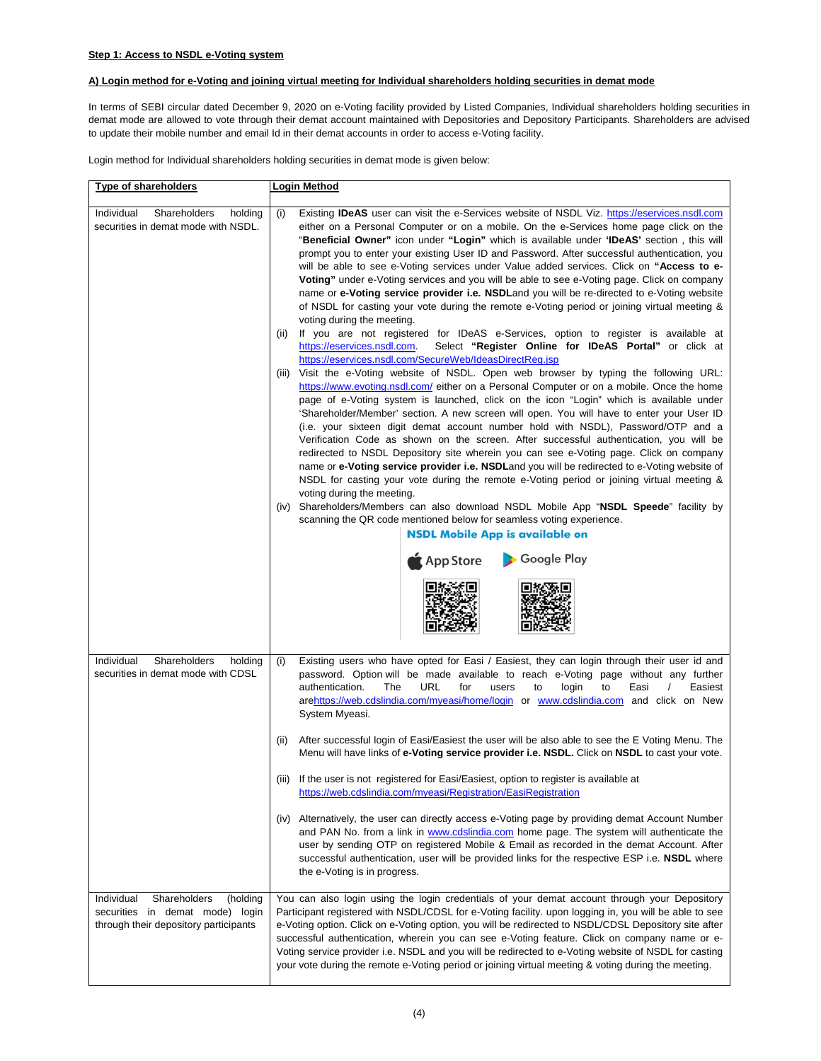**Step 1: Access to NSDL e-Voting system**

**A) Login method for e-Voting and joining virtual meeting for Individual shareholders holding securities in demat mode**

In terms of SEBI circular dated December 9, 2020 on e-Voting facility provided by Listed Companies, Individual shareholders holding securities in demat mode are allowed to vote through their demat account maintained with Depositories and Depository Participants. Shareholders are advised to update their mobile number and email Id in their demat accounts in order to access e-Voting facility.

Login method for Individual shareholders holding securities in demat mode is given below:

| Type of shareholders | Login Method |
|---|---|
| Individual Shareholders holding securities in demat mode with NSDL. | (i) Existing **IDeAS** user can visit the e-Services website of NSDL Viz. https://eservices.nsdl.com either on a Personal Computer or on a mobile. On the e-Services home page click on the "**Beneficial Owner"** icon under **"Login"** which is available under **'IDeAS'** section , this will prompt you to enter your existing User ID and Password. After successful authentication, you will be able to see e-Voting services under Value added services. Click on **"Access to e-Voting"** under e-Voting services and you will be able to see e-Voting page. Click on company name or **e-Voting service provider i.e. NSDL**and you will be re-directed to e-Voting website of NSDL for casting your vote during the remote e-Voting period or joining virtual meeting & voting during the meeting.<br>(ii) If you are not registered for IDeAS e-Services, option to register is available at https://eservices.nsdl.com. Select **"Register Online for IDeAS Portal"** or click at https://eservices.nsdl.com/SecureWeb/IdeasDirectReg.jsp<br>(iii) Visit the e-Voting website of NSDL. Open web browser by typing the following URL: https://www.evoting.nsdl.com/ either on a Personal Computer or on a mobile. Once the home page of e-Voting system is launched, click on the icon "Login" which is available under 'Shareholder/Member' section. A new screen will open. You will have to enter your User ID (i.e. your sixteen digit demat account number hold with NSDL), Password/OTP and a Verification Code as shown on the screen. After successful authentication, you will be redirected to NSDL Depository site wherein you can see e-Voting page. Click on company name or **e-Voting service provider i.e. NSDL**and you will be redirected to e-Voting website of NSDL for casting your vote during the remote e-Voting period or joining virtual meeting & voting during the meeting.<br>(iv) Shareholders/Members can also download NSDL Mobile App "**NSDL Speede**" facility by scanning the QR code mentioned below for seamless voting experience.<br>**NSDL Mobile App is available on**<br>App Store Google Play |
| Individual Shareholders holding securities in demat mode with CDSL | (i) Existing users who have opted for Easi / Easiest, they can login through their user id and password. Option will be made available to reach e-Voting page without any further authentication. The URL for users to login to Easi / Easiest arehttps://web.cdslindia.com/myeasi/home/login or www.cdslindia.com and click on New System Myeasi.<br>(ii) After successful login of Easi/Easiest the user will be also able to see the E Voting Menu. The Menu will have links of **e-Voting service provider i.e. NSDL.** Click on **NSDL** to cast your vote.<br>(iii) If the user is not registered for Easi/Easiest, option to register is available at https://web.cdslindia.com/myeasi/Registration/EasiRegistration<br>(iv) Alternatively, the user can directly access e-Voting page by providing demat Account Number and PAN No. from a link in www.cdslindia.com home page. The system will authenticate the user by sending OTP on registered Mobile & Email as recorded in the demat Account. After successful authentication, user will be provided links for the respective ESP i.e. **NSDL** where the e-Voting is in progress. |
| Individual Shareholders (holding securities in demat mode) login through their depository participants | You can also login using the login credentials of your demat account through your Depository Participant registered with NSDL/CDSL for e-Voting facility. upon logging in, you will be able to see e-Voting option. Click on e-Voting option, you will be redirected to NSDL/CDSL Depository site after successful authentication, wherein you can see e-Voting feature. Click on company name or e-Voting service provider i.e. NSDL and you will be redirected to e-Voting website of NSDL for casting your vote during the remote e-Voting period or joining virtual meeting & voting during the meeting. |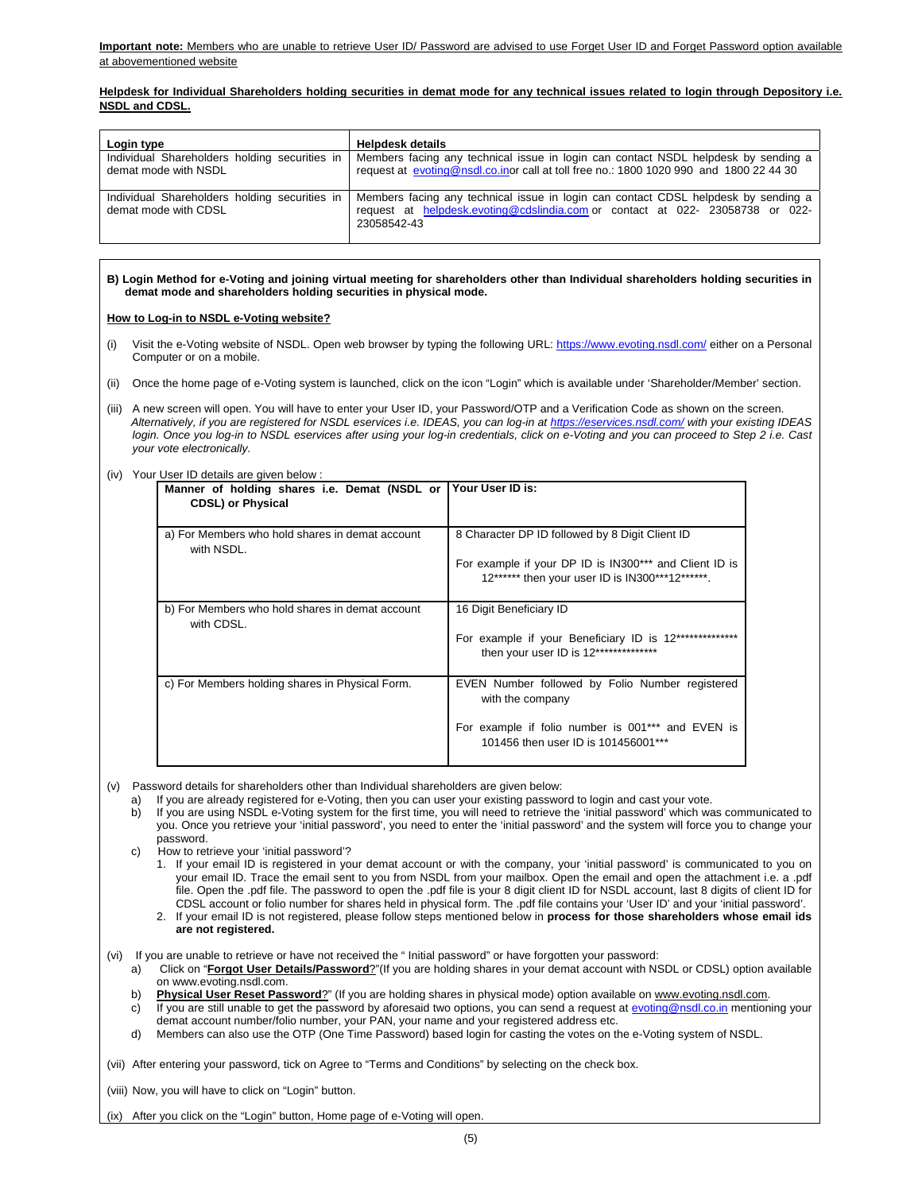**Important note:** Members who are unable to retrieve User ID/ Password are advised to use Forget User ID and Forget Password option available at abovementioned website

**Helpdesk for Individual Shareholders holding securities in demat mode for any technical issues related to login through Depository i.e. NSDL and CDSL.**

| Login type | Helpdesk details |
|---|---|
| Individual Shareholders holding securities in demat mode with NSDL | Members facing any technical issue in login can contact NSDL helpdesk by sending a request at evoting@nsdl.co.inor call at toll free no.: 1800 1020 990 and 1800 22 44 30 |
| Individual Shareholders holding securities in demat mode with CDSL | Members facing any technical issue in login can contact CDSL helpdesk by sending a request at helpdesk.evoting@cdslindia.com or contact at 022- 23058738 or 022-23058542-43 |

**B) Login Method for e-Voting and joining virtual meeting for shareholders other than Individual shareholders holding securities in demat mode and shareholders holding securities in physical mode.**

**How to Log-in to NSDL e-Voting website?**

(i) Visit the e-Voting website of NSDL. Open web browser by typing the following URL: https://www.evoting.nsdl.com/ either on a Personal Computer or on a mobile.

(ii) Once the home page of e-Voting system is launched, click on the icon "Login" which is available under 'Shareholder/Member' section.

(iii) A new screen will open. You will have to enter your User ID, your Password/OTP and a Verification Code as shown on the screen. *Alternatively, if you are registered for NSDL eservices i.e. IDEAS, you can log-in at https://eservices.nsdl.com/ with your existing IDEAS login. Once you log-in to NSDL eservices after using your log-in credentials, click on e-Voting and you can proceed to Step 2 i.e. Cast your vote electronically.*

(iv) Your User ID details are given below :

| Manner of holding shares i.e. Demat (NSDL or CDSL) or Physical | Your User ID is: |
|---|---|
| a) For Members who hold shares in demat account with NSDL. | 8 Character DP ID followed by 8 Digit Client ID<br><br>For example if your DP ID is IN300*** and Client ID is 12****** then your user ID is IN300***12******. |
| b) For Members who hold shares in demat account with CDSL. | 16 Digit Beneficiary ID<br><br>For example if your Beneficiary ID is 12************** then your user ID is 12************** |
| c) For Members holding shares in Physical Form. | EVEN Number followed by Folio Number registered with the company<br><br>For example if folio number is 001*** and EVEN is 101456 then user ID is 101456001*** |

(v) Password details for shareholders other than Individual shareholders are given below:

a) If you are already registered for e-Voting, then you can user your existing password to login and cast your vote.

b) If you are using NSDL e-Voting system for the first time, you will need to retrieve the 'initial password' which was communicated to you. Once you retrieve your 'initial password', you need to enter the 'initial password' and the system will force you to change your password.

c) How to retrieve your 'initial password'?

1. If your email ID is registered in your demat account or with the company, your 'initial password' is communicated to you on your email ID. Trace the email sent to you from NSDL from your mailbox. Open the email and open the attachment i.e. a .pdf file. Open the .pdf file. The password to open the .pdf file is your 8 digit client ID for NSDL account, last 8 digits of client ID for CDSL account or folio number for shares held in physical form. The .pdf file contains your 'User ID' and your 'initial password'.
2. If your email ID is not registered, please follow steps mentioned below in **process for those shareholders whose email ids are not registered.**

(vi) If you are unable to retrieve or have not received the " Initial password" or have forgotten your password:

a) Click on "**Forgot User Details/Password**?"(If you are holding shares in your demat account with NSDL or CDSL) option available on www.evoting.nsdl.com.

b) **Physical User Reset Password**?" (If you are holding shares in physical mode) option available on www.evoting.nsdl.com.

c) If you are still unable to get the password by aforesaid two options, you can send a request at evoting@nsdl.co.in mentioning your demat account number/folio number, your PAN, your name and your registered address etc.

d) Members can also use the OTP (One Time Password) based login for casting the votes on the e-Voting system of NSDL.

(vii) After entering your password, tick on Agree to "Terms and Conditions" by selecting on the check box.

(viii) Now, you will have to click on "Login" button.

(ix) After you click on the "Login" button, Home page of e-Voting will open.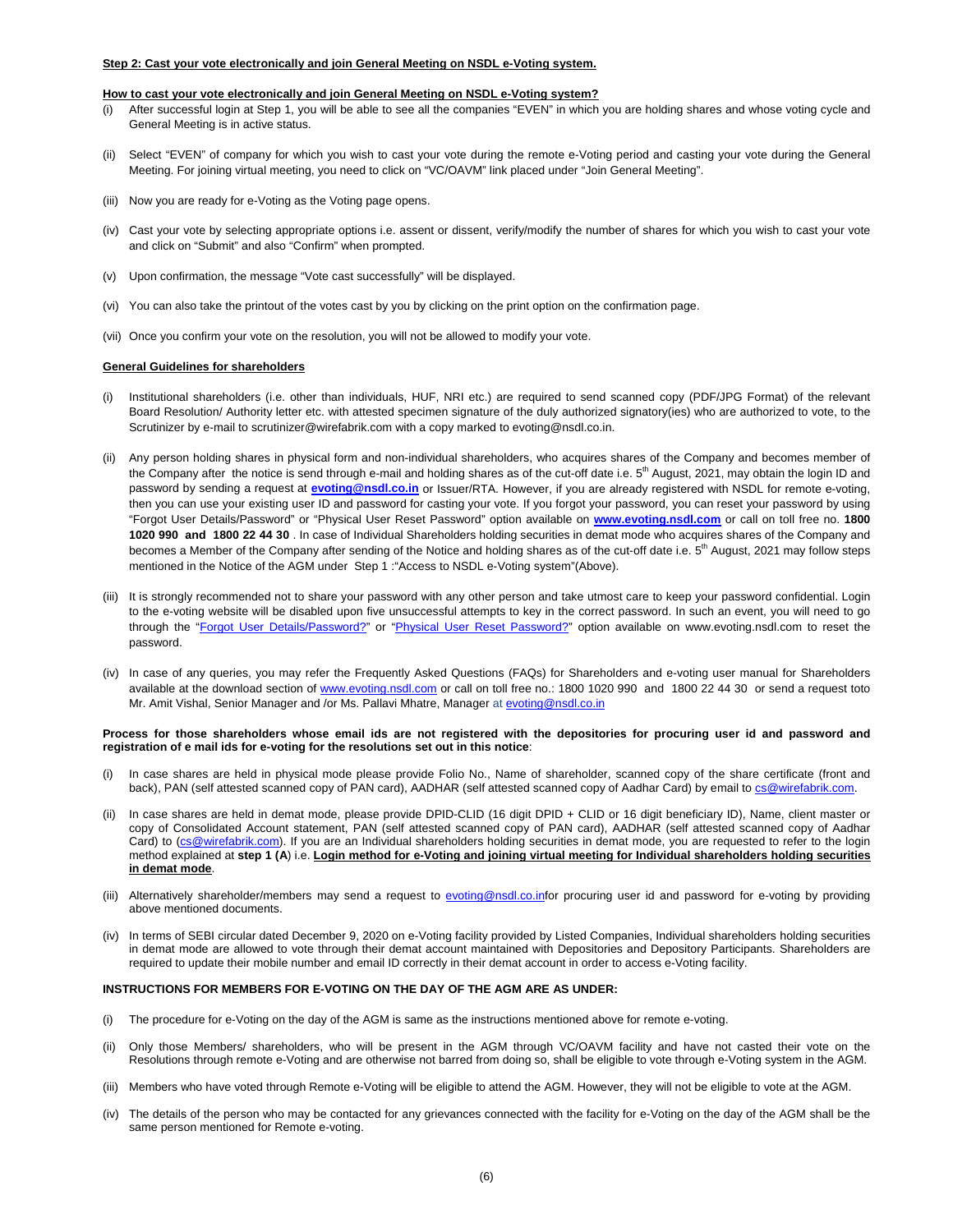**Step 2: Cast your vote electronically and join General Meeting on NSDL e-Voting system.**

**How to cast your vote electronically and join General Meeting on NSDL e-Voting system?**

(i) After successful login at Step 1, you will be able to see all the companies "EVEN" in which you are holding shares and whose voting cycle and General Meeting is in active status.

(ii) Select "EVEN" of company for which you wish to cast your vote during the remote e-Voting period and casting your vote during the General Meeting. For joining virtual meeting, you need to click on "VC/OAVM" link placed under "Join General Meeting".

(iii) Now you are ready for e-Voting as the Voting page opens.

(iv) Cast your vote by selecting appropriate options i.e. assent or dissent, verify/modify the number of shares for which you wish to cast your vote and click on "Submit" and also "Confirm" when prompted.

(v) Upon confirmation, the message "Vote cast successfully" will be displayed.

(vi) You can also take the printout of the votes cast by you by clicking on the print option on the confirmation page.

(vii) Once you confirm your vote on the resolution, you will not be allowed to modify your vote.

**General Guidelines for shareholders**

(i) Institutional shareholders (i.e. other than individuals, HUF, NRI etc.) are required to send scanned copy (PDF/JPG Format) of the relevant Board Resolution/ Authority letter etc. with attested specimen signature of the duly authorized signatory(ies) who are authorized to vote, to the Scrutinizer by e-mail to scrutinizer@wirefabrik.com with a copy marked to evoting@nsdl.co.in.

(ii) Any person holding shares in physical form and non-individual shareholders, who acquires shares of the Company and becomes member of the Company after the notice is send through e-mail and holding shares as of the cut-off date i.e. 5th August, 2021, may obtain the login ID and password by sending a request at **evoting@nsdl.co.in** or Issuer/RTA. However, if you are already registered with NSDL for remote e-voting, then you can use your existing user ID and password for casting your vote. If you forgot your password, you can reset your password by using "Forgot User Details/Password" or "Physical User Reset Password" option available on **www.evoting.nsdl.com** or call on toll free no. **1800 1020 990 and 1800 22 44 30** . In case of Individual Shareholders holding securities in demat mode who acquires shares of the Company and becomes a Member of the Company after sending of the Notice and holding shares as of the cut-off date i.e. 5th August, 2021 may follow steps mentioned in the Notice of the AGM under Step 1 :"Access to NSDL e-Voting system"(Above).

(iii) It is strongly recommended not to share your password with any other person and take utmost care to keep your password confidential. Login to the e-voting website will be disabled upon five unsuccessful attempts to key in the correct password. In such an event, you will need to go through the "Forgot User Details/Password?" or "Physical User Reset Password?" option available on www.evoting.nsdl.com to reset the password.

(iv) In case of any queries, you may refer the Frequently Asked Questions (FAQs) for Shareholders and e-voting user manual for Shareholders available at the download section of www.evoting.nsdl.com or call on toll free no.: 1800 1020 990 and 1800 22 44 30 or send a request toto Mr. Amit Vishal, Senior Manager and /or Ms. Pallavi Mhatre, Manager at evoting@nsdl.co.in

**Process for those shareholders whose email ids are not registered with the depositories for procuring user id and password and registration of e mail ids for e-voting for the resolutions set out in this notice**:

(i) In case shares are held in physical mode please provide Folio No., Name of shareholder, scanned copy of the share certificate (front and back), PAN (self attested scanned copy of PAN card), AADHAR (self attested scanned copy of Aadhar Card) by email to cs@wirefabrik.com.

(ii) In case shares are held in demat mode, please provide DPID-CLID (16 digit DPID + CLID or 16 digit beneficiary ID), Name, client master or copy of Consolidated Account statement, PAN (self attested scanned copy of PAN card), AADHAR (self attested scanned copy of Aadhar Card) to (cs@wirefabrik.com). If you are an Individual shareholders holding securities in demat mode, you are requested to refer to the login method explained at **step 1 (A**) i.e. **Login method for e-Voting and joining virtual meeting for Individual shareholders holding securities in demat mode**.

(iii) Alternatively shareholder/members may send a request to evoting@nsdl.co.infor procuring user id and password for e-voting by providing above mentioned documents.

(iv) In terms of SEBI circular dated December 9, 2020 on e-Voting facility provided by Listed Companies, Individual shareholders holding securities in demat mode are allowed to vote through their demat account maintained with Depositories and Depository Participants. Shareholders are required to update their mobile number and email ID correctly in their demat account in order to access e-Voting facility.

**INSTRUCTIONS FOR MEMBERS FOR E-VOTING ON THE DAY OF THE AGM ARE AS UNDER:**

(i) The procedure for e-Voting on the day of the AGM is same as the instructions mentioned above for remote e-voting.

(ii) Only those Members/ shareholders, who will be present in the AGM through VC/OAVM facility and have not casted their vote on the Resolutions through remote e-Voting and are otherwise not barred from doing so, shall be eligible to vote through e-Voting system in the AGM.

(iii) Members who have voted through Remote e-Voting will be eligible to attend the AGM. However, they will not be eligible to vote at the AGM.

(iv) The details of the person who may be contacted for any grievances connected with the facility for e-Voting on the day of the AGM shall be the same person mentioned for Remote e-voting.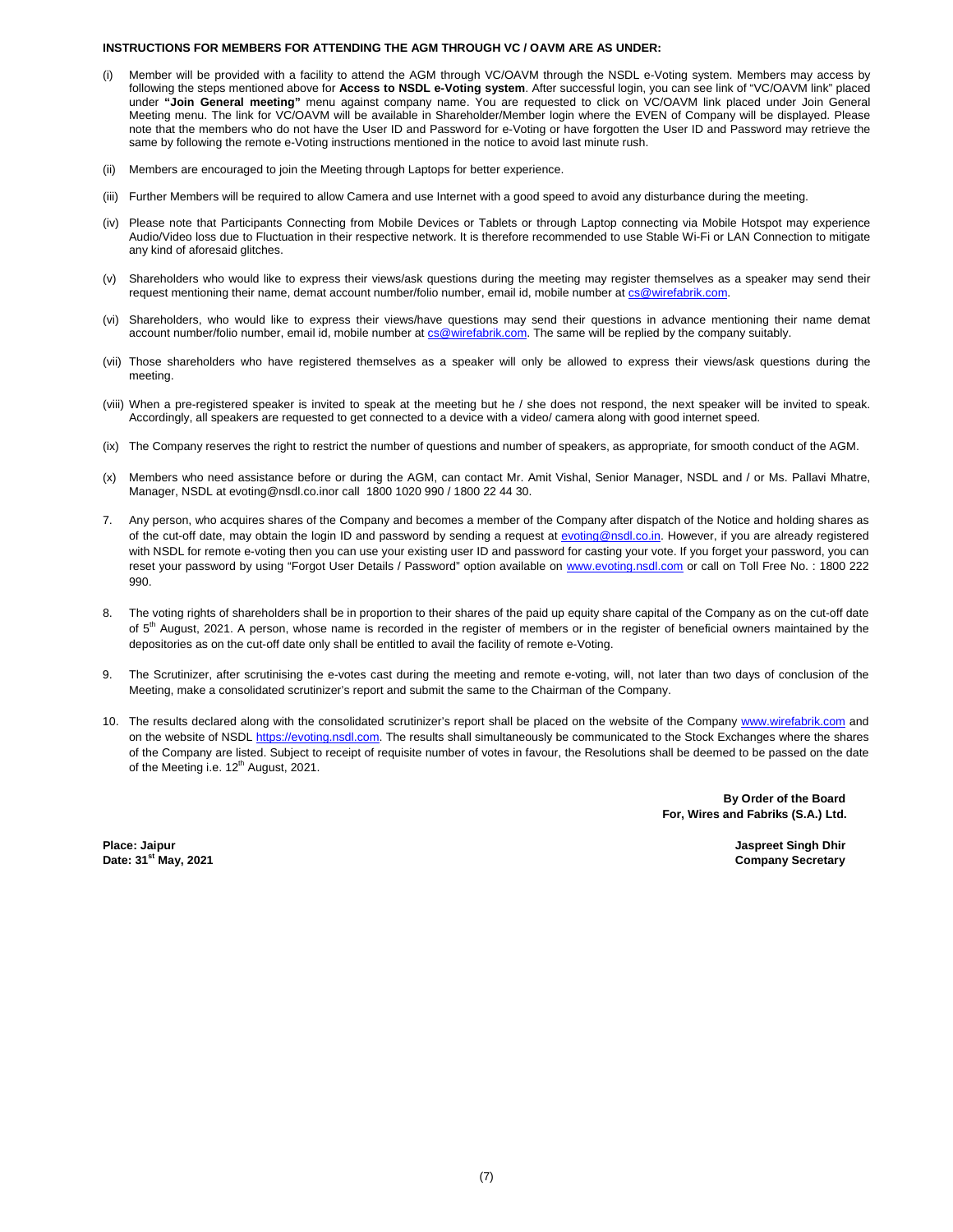**INSTRUCTIONS FOR MEMBERS FOR ATTENDING THE AGM THROUGH VC / OAVM ARE AS UNDER:**

(i) Member will be provided with a facility to attend the AGM through VC/OAVM through the NSDL e-Voting system. Members may access by following the steps mentioned above for **Access to NSDL e-Voting system**. After successful login, you can see link of "VC/OAVM link" placed under **"Join General meeting"** menu against company name. You are requested to click on VC/OAVM link placed under Join General Meeting menu. The link for VC/OAVM will be available in Shareholder/Member login where the EVEN of Company will be displayed. Please note that the members who do not have the User ID and Password for e-Voting or have forgotten the User ID and Password may retrieve the same by following the remote e-Voting instructions mentioned in the notice to avoid last minute rush.

(ii) Members are encouraged to join the Meeting through Laptops for better experience.

(iii) Further Members will be required to allow Camera and use Internet with a good speed to avoid any disturbance during the meeting.

(iv) Please note that Participants Connecting from Mobile Devices or Tablets or through Laptop connecting via Mobile Hotspot may experience Audio/Video loss due to Fluctuation in their respective network. It is therefore recommended to use Stable Wi-Fi or LAN Connection to mitigate any kind of aforesaid glitches.

(v) Shareholders who would like to express their views/ask questions during the meeting may register themselves as a speaker may send their request mentioning their name, demat account number/folio number, email id, mobile number at cs@wirefabrik.com.

(vi) Shareholders, who would like to express their views/have questions may send their questions in advance mentioning their name demat account number/folio number, email id, mobile number at cs@wirefabrik.com. The same will be replied by the company suitably.

(vii) Those shareholders who have registered themselves as a speaker will only be allowed to express their views/ask questions during the meeting.

(viii) When a pre-registered speaker is invited to speak at the meeting but he / she does not respond, the next speaker will be invited to speak. Accordingly, all speakers are requested to get connected to a device with a video/ camera along with good internet speed.

(ix) The Company reserves the right to restrict the number of questions and number of speakers, as appropriate, for smooth conduct of the AGM.

(x) Members who need assistance before or during the AGM, can contact Mr. Amit Vishal, Senior Manager, NSDL and / or Ms. Pallavi Mhatre, Manager, NSDL at evoting@nsdl.co.inor call 1800 1020 990 / 1800 22 44 30.

7. Any person, who acquires shares of the Company and becomes a member of the Company after dispatch of the Notice and holding shares as of the cut-off date, may obtain the login ID and password by sending a request at evoting@nsdl.co.in. However, if you are already registered with NSDL for remote e-voting then you can use your existing user ID and password for casting your vote. If you forget your password, you can reset your password by using "Forgot User Details / Password" option available on www.evoting.nsdl.com or call on Toll Free No. : 1800 222 990.

8. The voting rights of shareholders shall be in proportion to their shares of the paid up equity share capital of the Company as on the cut-off date of 5th August, 2021. A person, whose name is recorded in the register of members or in the register of beneficial owners maintained by the depositories as on the cut-off date only shall be entitled to avail the facility of remote e-Voting.

9. The Scrutinizer, after scrutinising the e-votes cast during the meeting and remote e-voting, will, not later than two days of conclusion of the Meeting, make a consolidated scrutinizer's report and submit the same to the Chairman of the Company.

10. The results declared along with the consolidated scrutinizer's report shall be placed on the website of the Company www.wirefabrik.com and on the website of NSDL https://evoting.nsdl.com. The results shall simultaneously be communicated to the Stock Exchanges where the shares of the Company are listed. Subject to receipt of requisite number of votes in favour, the Resolutions shall be deemed to be passed on the date of the Meeting i.e. 12th August, 2021.

**By Order of the Board**
**For, Wires and Fabriks (S.A.) Ltd.**

**Place: Jaipur**
**Date: 31st May, 2021**

**Jaspreet Singh Dhir**
**Company Secretary**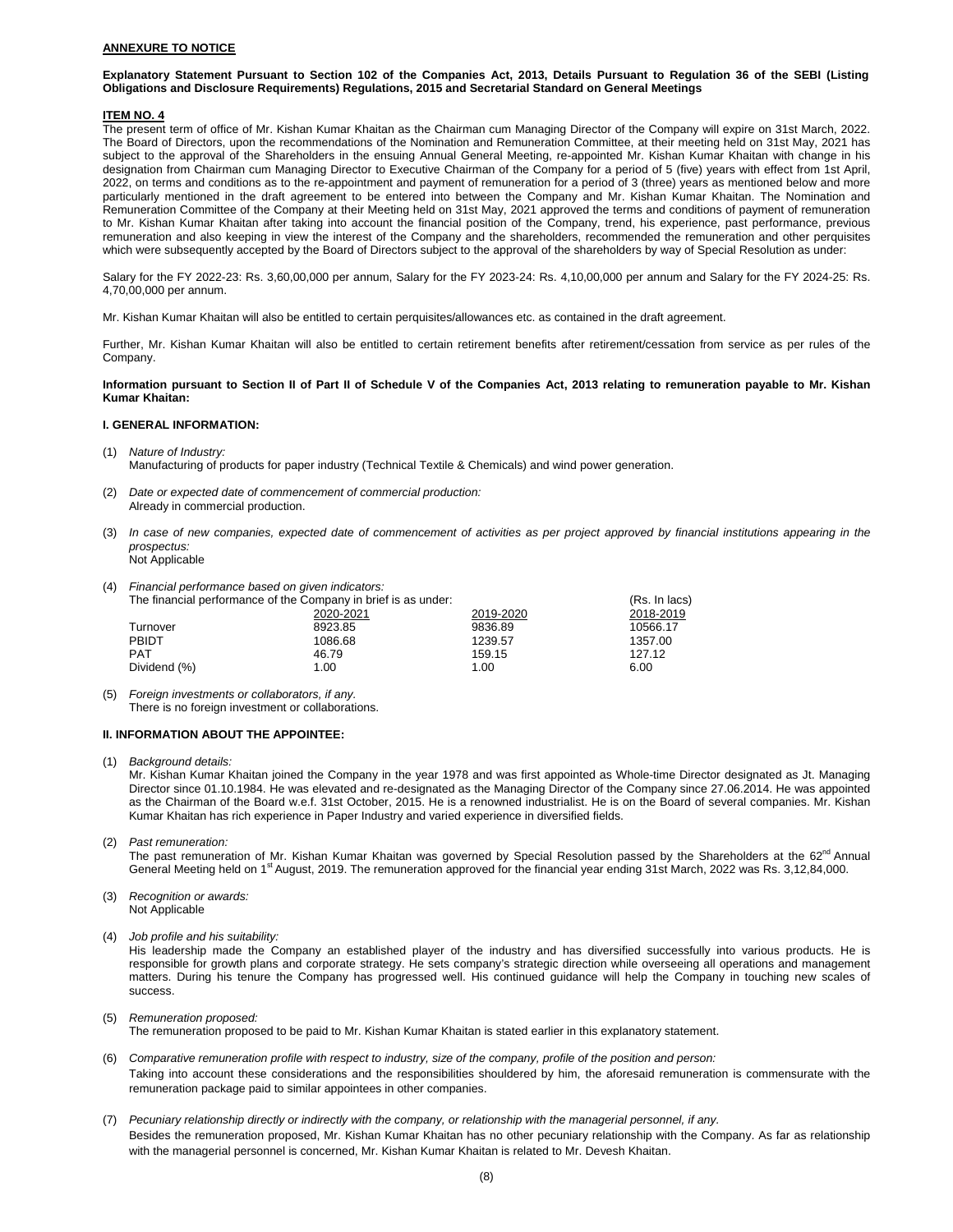**ANNEXURE TO NOTICE**

**Explanatory Statement Pursuant to Section 102 of the Companies Act, 2013, Details Pursuant to Regulation 36 of the SEBI (Listing Obligations and Disclosure Requirements) Regulations, 2015 and Secretarial Standard on General Meetings**

**ITEM NO. 4**

The present term of office of Mr. Kishan Kumar Khaitan as the Chairman cum Managing Director of the Company will expire on 31st March, 2022. The Board of Directors, upon the recommendations of the Nomination and Remuneration Committee, at their meeting held on 31st May, 2021 has subject to the approval of the Shareholders in the ensuing Annual General Meeting, re-appointed Mr. Kishan Kumar Khaitan with change in his designation from Chairman cum Managing Director to Executive Chairman of the Company for a period of 5 (five) years with effect from 1st April, 2022, on terms and conditions as to the re-appointment and payment of remuneration for a period of 3 (three) years as mentioned below and more particularly mentioned in the draft agreement to be entered into between the Company and Mr. Kishan Kumar Khaitan. The Nomination and Remuneration Committee of the Company at their Meeting held on 31st May, 2021 approved the terms and conditions of payment of remuneration to Mr. Kishan Kumar Khaitan after taking into account the financial position of the Company, trend, his experience, past performance, previous remuneration and also keeping in view the interest of the Company and the shareholders, recommended the remuneration and other perquisites which were subsequently accepted by the Board of Directors subject to the approval of the shareholders by way of Special Resolution as under:

Salary for the FY 2022-23: Rs. 3,60,00,000 per annum, Salary for the FY 2023-24: Rs. 4,10,00,000 per annum and Salary for the FY 2024-25: Rs. 4,70,00,000 per annum.

Mr. Kishan Kumar Khaitan will also be entitled to certain perquisites/allowances etc. as contained in the draft agreement.

Further, Mr. Kishan Kumar Khaitan will also be entitled to certain retirement benefits after retirement/cessation from service as per rules of the Company.

**Information pursuant to Section II of Part II of Schedule V of the Companies Act, 2013 relating to remuneration payable to Mr. Kishan Kumar Khaitan:**

**I. GENERAL INFORMATION:**

(1) *Nature of Industry:*
Manufacturing of products for paper industry (Technical Textile & Chemicals) and wind power generation.

(2) *Date or expected date of commencement of commercial production:*
Already in commercial production.

(3) *In case of new companies, expected date of commencement of activities as per project approved by financial institutions appearing in the prospectus:*
Not Applicable

(4) *Financial performance based on given indicators:*
The financial performance of the Company in brief is as under: (Rs. In lacs)

| | 2020-2021 | 2019-2020 | 2018-2019 |
|---|---|---|---|
| Turnover | 8923.85 | 9836.89 | 10566.17 |
| PBIDT | 1086.68 | 1239.57 | 1357.00 |
| PAT | 46.79 | 159.15 | 127.12 |
| Dividend (%) | 1.00 | 1.00 | 6.00 |

(5) *Foreign investments or collaborators, if any.*
There is no foreign investment or collaborations.

**II. INFORMATION ABOUT THE APPOINTEE:**

(1) *Background details:*
Mr. Kishan Kumar Khaitan joined the Company in the year 1978 and was first appointed as Whole-time Director designated as Jt. Managing Director since 01.10.1984. He was elevated and re-designated as the Managing Director of the Company since 27.06.2014. He was appointed as the Chairman of the Board w.e.f. 31st October, 2015. He is a renowned industrialist. He is on the Board of several companies. Mr. Kishan Kumar Khaitan has rich experience in Paper Industry and varied experience in diversified fields.

(2) *Past remuneration:*
The past remuneration of Mr. Kishan Kumar Khaitan was governed by Special Resolution passed by the Shareholders at the 62nd Annual General Meeting held on 1st August, 2019. The remuneration approved for the financial year ending 31st March, 2022 was Rs. 3,12,84,000.

(3) *Recognition or awards:*
Not Applicable

(4) *Job profile and his suitability:*
His leadership made the Company an established player of the industry and has diversified successfully into various products. He is responsible for growth plans and corporate strategy. He sets company's strategic direction while overseeing all operations and management matters. During his tenure the Company has progressed well. His continued guidance will help the Company in touching new scales of success.

(5) *Remuneration proposed:*
The remuneration proposed to be paid to Mr. Kishan Kumar Khaitan is stated earlier in this explanatory statement.

(6) *Comparative remuneration profile with respect to industry, size of the company, profile of the position and person:*
Taking into account these considerations and the responsibilities shouldered by him, the aforesaid remuneration is commensurate with the remuneration package paid to similar appointees in other companies.

(7) *Pecuniary relationship directly or indirectly with the company, or relationship with the managerial personnel, if any.*
Besides the remuneration proposed, Mr. Kishan Kumar Khaitan has no other pecuniary relationship with the Company. As far as relationship with the managerial personnel is concerned, Mr. Kishan Kumar Khaitan is related to Mr. Devesh Khaitan.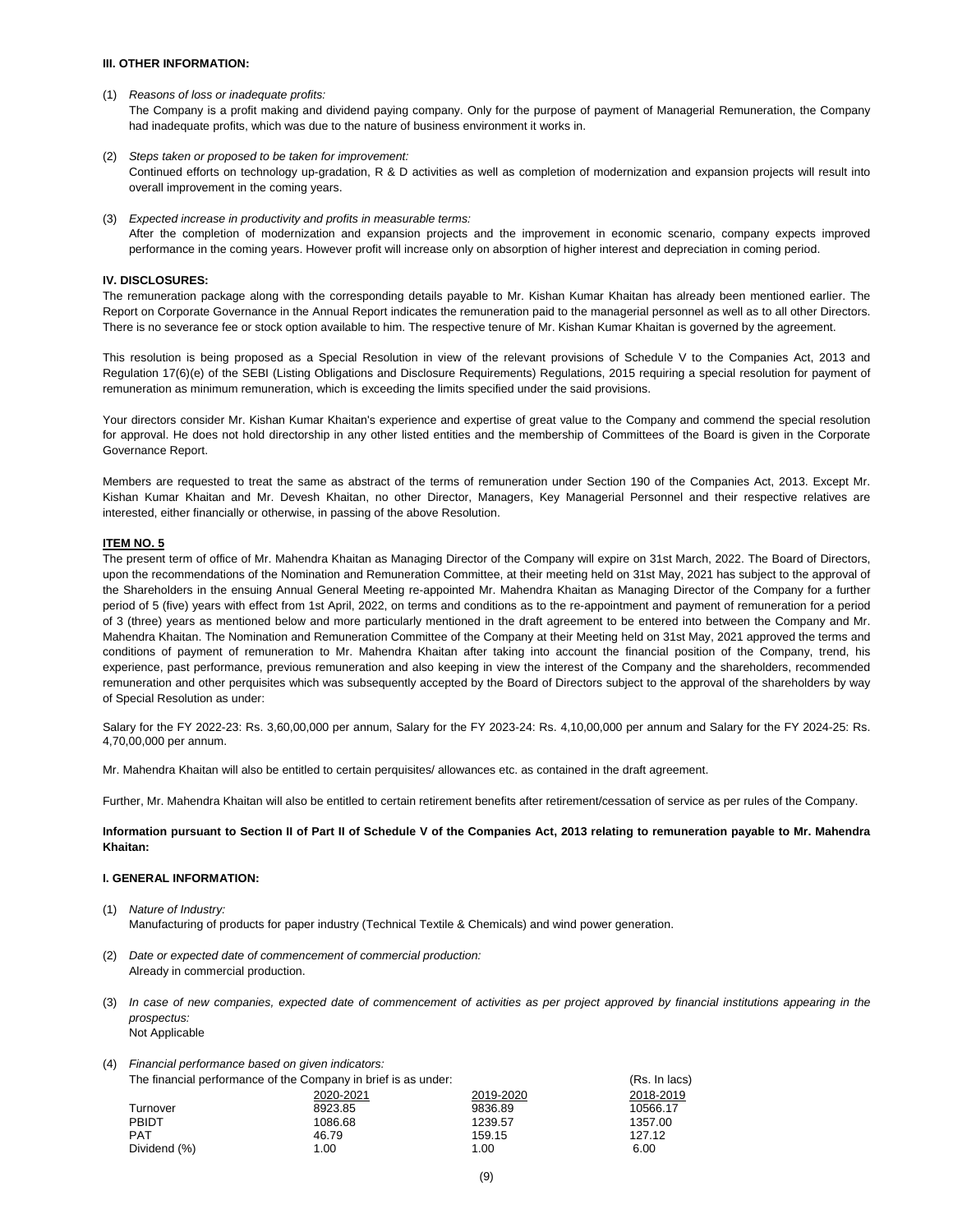**III. OTHER INFORMATION:**

(1) *Reasons of loss or inadequate profits:*
The Company is a profit making and dividend paying company. Only for the purpose of payment of Managerial Remuneration, the Company had inadequate profits, which was due to the nature of business environment it works in.

(2) *Steps taken or proposed to be taken for improvement:*
Continued efforts on technology up-gradation, R & D activities as well as completion of modernization and expansion projects will result into overall improvement in the coming years.

(3) *Expected increase in productivity and profits in measurable terms:*
After the completion of modernization and expansion projects and the improvement in economic scenario, company expects improved performance in the coming years. However profit will increase only on absorption of higher interest and depreciation in coming period.

**IV. DISCLOSURES:**

The remuneration package along with the corresponding details payable to Mr. Kishan Kumar Khaitan has already been mentioned earlier. The Report on Corporate Governance in the Annual Report indicates the remuneration paid to the managerial personnel as well as to all other Directors. There is no severance fee or stock option available to him. The respective tenure of Mr. Kishan Kumar Khaitan is governed by the agreement.

This resolution is being proposed as a Special Resolution in view of the relevant provisions of Schedule V to the Companies Act, 2013 and Regulation 17(6)(e) of the SEBI (Listing Obligations and Disclosure Requirements) Regulations, 2015 requiring a special resolution for payment of remuneration as minimum remuneration, which is exceeding the limits specified under the said provisions.

Your directors consider Mr. Kishan Kumar Khaitan's experience and expertise of great value to the Company and commend the special resolution for approval. He does not hold directorship in any other listed entities and the membership of Committees of the Board is given in the Corporate Governance Report.

Members are requested to treat the same as abstract of the terms of remuneration under Section 190 of the Companies Act, 2013. Except Mr. Kishan Kumar Khaitan and Mr. Devesh Khaitan, no other Director, Managers, Key Managerial Personnel and their respective relatives are interested, either financially or otherwise, in passing of the above Resolution.

**ITEM NO. 5**

The present term of office of Mr. Mahendra Khaitan as Managing Director of the Company will expire on 31st March, 2022. The Board of Directors, upon the recommendations of the Nomination and Remuneration Committee, at their meeting held on 31st May, 2021 has subject to the approval of the Shareholders in the ensuing Annual General Meeting re-appointed Mr. Mahendra Khaitan as Managing Director of the Company for a further period of 5 (five) years with effect from 1st April, 2022, on terms and conditions as to the re-appointment and payment of remuneration for a period of 3 (three) years as mentioned below and more particularly mentioned in the draft agreement to be entered into between the Company and Mr. Mahendra Khaitan. The Nomination and Remuneration Committee of the Company at their Meeting held on 31st May, 2021 approved the terms and conditions of payment of remuneration to Mr. Mahendra Khaitan after taking into account the financial position of the Company, trend, his experience, past performance, previous remuneration and also keeping in view the interest of the Company and the shareholders, recommended remuneration and other perquisites which was subsequently accepted by the Board of Directors subject to the approval of the shareholders by way of Special Resolution as under:

Salary for the FY 2022-23: Rs. 3,60,00,000 per annum, Salary for the FY 2023-24: Rs. 4,10,00,000 per annum and Salary for the FY 2024-25: Rs. 4,70,00,000 per annum.

Mr. Mahendra Khaitan will also be entitled to certain perquisites/ allowances etc. as contained in the draft agreement.

Further, Mr. Mahendra Khaitan will also be entitled to certain retirement benefits after retirement/cessation of service as per rules of the Company.

**Information pursuant to Section II of Part II of Schedule V of the Companies Act, 2013 relating to remuneration payable to Mr. Mahendra Khaitan:**

**I. GENERAL INFORMATION:**

(1) *Nature of Industry:*
Manufacturing of products for paper industry (Technical Textile & Chemicals) and wind power generation.

(2) *Date or expected date of commencement of commercial production:*
Already in commercial production.

(3) *In case of new companies, expected date of commencement of activities as per project approved by financial institutions appearing in the prospectus:*
Not Applicable

(4) *Financial performance based on given indicators:*
The financial performance of the Company in brief is as under: (Rs. In lacs)

| | 2020-2021 | 2019-2020 | 2018-2019 |
|---|---|---|---|
| Turnover | 8923.85 | 9836.89 | 10566.17 |
| PBIDT | 1086.68 | 1239.57 | 1357.00 |
| PAT | 46.79 | 159.15 | 127.12 |
| Dividend (%) | 1.00 | 1.00 | 6.00 |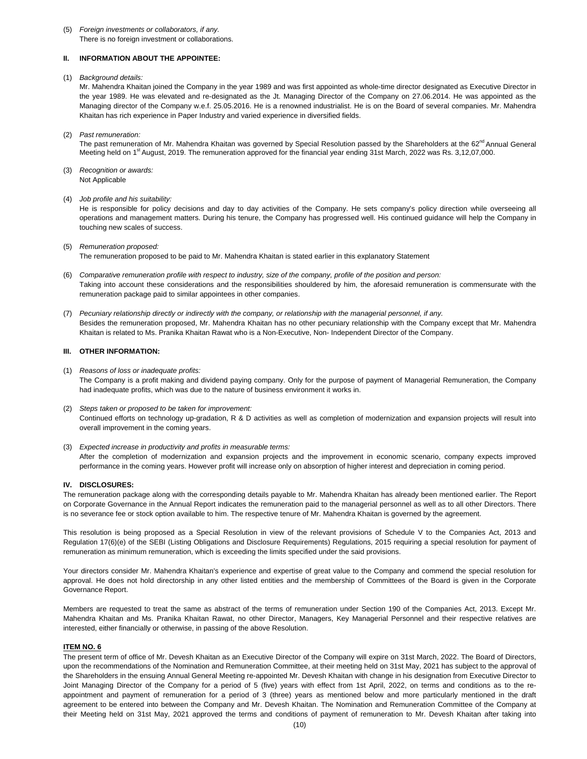(5) *Foreign investments or collaborators, if any.*
There is no foreign investment or collaborations.

**II. INFORMATION ABOUT THE APPOINTEE:**

(1) *Background details:*
Mr. Mahendra Khaitan joined the Company in the year 1989 and was first appointed as whole-time director designated as Executive Director in the year 1989. He was elevated and re-designated as the Jt. Managing Director of the Company on 27.06.2014. He was appointed as the Managing director of the Company w.e.f. 25.05.2016. He is a renowned industrialist. He is on the Board of several companies. Mr. Mahendra Khaitan has rich experience in Paper Industry and varied experience in diversified fields.

(2) *Past remuneration:*
The past remuneration of Mr. Mahendra Khaitan was governed by Special Resolution passed by the Shareholders at the 62nd Annual General Meeting held on 1st August, 2019. The remuneration approved for the financial year ending 31st March, 2022 was Rs. 3,12,07,000.

(3) *Recognition or awards:*
Not Applicable

(4) *Job profile and his suitability:*
He is responsible for policy decisions and day to day activities of the Company. He sets company's policy direction while overseeing all operations and management matters. During his tenure, the Company has progressed well. His continued guidance will help the Company in touching new scales of success.

(5) *Remuneration proposed:*
The remuneration proposed to be paid to Mr. Mahendra Khaitan is stated earlier in this explanatory Statement

(6) *Comparative remuneration profile with respect to industry, size of the company, profile of the position and person:*
Taking into account these considerations and the responsibilities shouldered by him, the aforesaid remuneration is commensurate with the remuneration package paid to similar appointees in other companies.

(7) *Pecuniary relationship directly or indirectly with the company, or relationship with the managerial personnel, if any.*
Besides the remuneration proposed, Mr. Mahendra Khaitan has no other pecuniary relationship with the Company except that Mr. Mahendra Khaitan is related to Ms. Pranika Khaitan Rawat who is a Non-Executive, Non- Independent Director of the Company.

**III. OTHER INFORMATION:**

(1) *Reasons of loss or inadequate profits:*
The Company is a profit making and dividend paying company. Only for the purpose of payment of Managerial Remuneration, the Company had inadequate profits, which was due to the nature of business environment it works in.

(2) *Steps taken or proposed to be taken for improvement:*
Continued efforts on technology up-gradation, R & D activities as well as completion of modernization and expansion projects will result into overall improvement in the coming years.

(3) *Expected increase in productivity and profits in measurable terms:*
After the completion of modernization and expansion projects and the improvement in economic scenario, company expects improved performance in the coming years. However profit will increase only on absorption of higher interest and depreciation in coming period.

**IV. DISCLOSURES:**

The remuneration package along with the corresponding details payable to Mr. Mahendra Khaitan has already been mentioned earlier. The Report on Corporate Governance in the Annual Report indicates the remuneration paid to the managerial personnel as well as to all other Directors. There is no severance fee or stock option available to him. The respective tenure of Mr. Mahendra Khaitan is governed by the agreement.

This resolution is being proposed as a Special Resolution in view of the relevant provisions of Schedule V to the Companies Act, 2013 and Regulation 17(6)(e) of the SEBI (Listing Obligations and Disclosure Requirements) Regulations, 2015 requiring a special resolution for payment of remuneration as minimum remuneration, which is exceeding the limits specified under the said provisions.

Your directors consider Mr. Mahendra Khaitan's experience and expertise of great value to the Company and commend the special resolution for approval. He does not hold directorship in any other listed entities and the membership of Committees of the Board is given in the Corporate Governance Report.

Members are requested to treat the same as abstract of the terms of remuneration under Section 190 of the Companies Act, 2013. Except Mr. Mahendra Khaitan and Ms. Pranika Khaitan Rawat, no other Director, Managers, Key Managerial Personnel and their respective relatives are interested, either financially or otherwise, in passing of the above Resolution.

**ITEM NO. 6**

The present term of office of Mr. Devesh Khaitan as an Executive Director of the Company will expire on 31st March, 2022. The Board of Directors, upon the recommendations of the Nomination and Remuneration Committee, at their meeting held on 31st May, 2021 has subject to the approval of the Shareholders in the ensuing Annual General Meeting re-appointed Mr. Devesh Khaitan with change in his designation from Executive Director to Joint Managing Director of the Company for a period of 5 (five) years with effect from 1st April, 2022, on terms and conditions as to the re-appointment and payment of remuneration for a period of 3 (three) years as mentioned below and more particularly mentioned in the draft agreement to be entered into between the Company and Mr. Devesh Khaitan. The Nomination and Remuneration Committee of the Company at their Meeting held on 31st May, 2021 approved the terms and conditions of payment of remuneration to Mr. Devesh Khaitan after taking into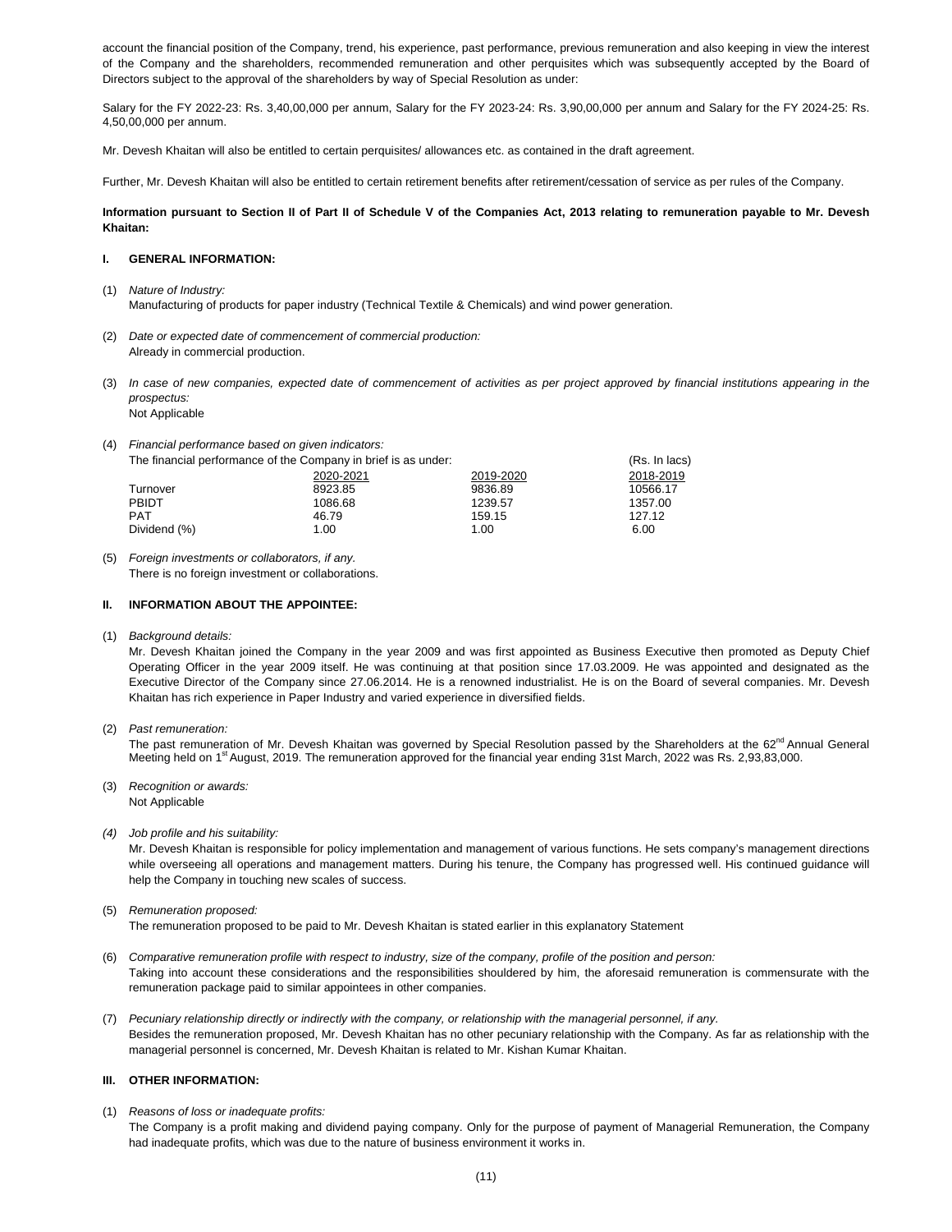account the financial position of the Company, trend, his experience, past performance, previous remuneration and also keeping in view the interest of the Company and the shareholders, recommended remuneration and other perquisites which was subsequently accepted by the Board of Directors subject to the approval of the shareholders by way of Special Resolution as under:

Salary for the FY 2022-23: Rs. 3,40,00,000 per annum, Salary for the FY 2023-24: Rs. 3,90,00,000 per annum and Salary for the FY 2024-25: Rs. 4,50,00,000 per annum.

Mr. Devesh Khaitan will also be entitled to certain perquisites/ allowances etc. as contained in the draft agreement.

Further, Mr. Devesh Khaitan will also be entitled to certain retirement benefits after retirement/cessation of service as per rules of the Company.

**Information pursuant to Section II of Part II of Schedule V of the Companies Act, 2013 relating to remuneration payable to Mr. Devesh Khaitan:**

## I. GENERAL INFORMATION:

(1) *Nature of Industry:*
Manufacturing of products for paper industry (Technical Textile & Chemicals) and wind power generation.

(2) *Date or expected date of commencement of commercial production:*
Already in commercial production.

(3) *In case of new companies, expected date of commencement of activities as per project approved by financial institutions appearing in the prospectus:*
Not Applicable

(4) *Financial performance based on given indicators:*
The financial performance of the Company in brief is as under: (Rs. In lacs)

| | 2020-2021 | 2019-2020 | 2018-2019 |
|---|---|---|---|
| Turnover | 8923.85 | 9836.89 | 10566.17 |
| PBIDT | 1086.68 | 1239.57 | 1357.00 |
| PAT | 46.79 | 159.15 | 127.12 |
| Dividend (%) | 1.00 | 1.00 | 6.00 |

(5) *Foreign investments or collaborators, if any.*
There is no foreign investment or collaborations.

## II. INFORMATION ABOUT THE APPOINTEE:

(1) *Background details:*
Mr. Devesh Khaitan joined the Company in the year 2009 and was first appointed as Business Executive then promoted as Deputy Chief Operating Officer in the year 2009 itself. He was continuing at that position since 17.03.2009. He was appointed and designated as the Executive Director of the Company since 27.06.2014. He is a renowned industrialist. He is on the Board of several companies. Mr. Devesh Khaitan has rich experience in Paper Industry and varied experience in diversified fields.

(2) *Past remuneration:*
The past remuneration of Mr. Devesh Khaitan was governed by Special Resolution passed by the Shareholders at the 62nd Annual General Meeting held on 1st August, 2019. The remuneration approved for the financial year ending 31st March, 2022 was Rs. 2,93,83,000.

(3) *Recognition or awards:*
Not Applicable

(4) *Job profile and his suitability:*
Mr. Devesh Khaitan is responsible for policy implementation and management of various functions. He sets company's management directions while overseeing all operations and management matters. During his tenure, the Company has progressed well. His continued guidance will help the Company in touching new scales of success.

(5) *Remuneration proposed:*
The remuneration proposed to be paid to Mr. Devesh Khaitan is stated earlier in this explanatory Statement

(6) *Comparative remuneration profile with respect to industry, size of the company, profile of the position and person:*
Taking into account these considerations and the responsibilities shouldered by him, the aforesaid remuneration is commensurate with the remuneration package paid to similar appointees in other companies.

(7) *Pecuniary relationship directly or indirectly with the company, or relationship with the managerial personnel, if any.*
Besides the remuneration proposed, Mr. Devesh Khaitan has no other pecuniary relationship with the Company. As far as relationship with the managerial personnel is concerned, Mr. Devesh Khaitan is related to Mr. Kishan Kumar Khaitan.

## III. OTHER INFORMATION:

(1) *Reasons of loss or inadequate profits:*
The Company is a profit making and dividend paying company. Only for the purpose of payment of Managerial Remuneration, the Company had inadequate profits, which was due to the nature of business environment it works in.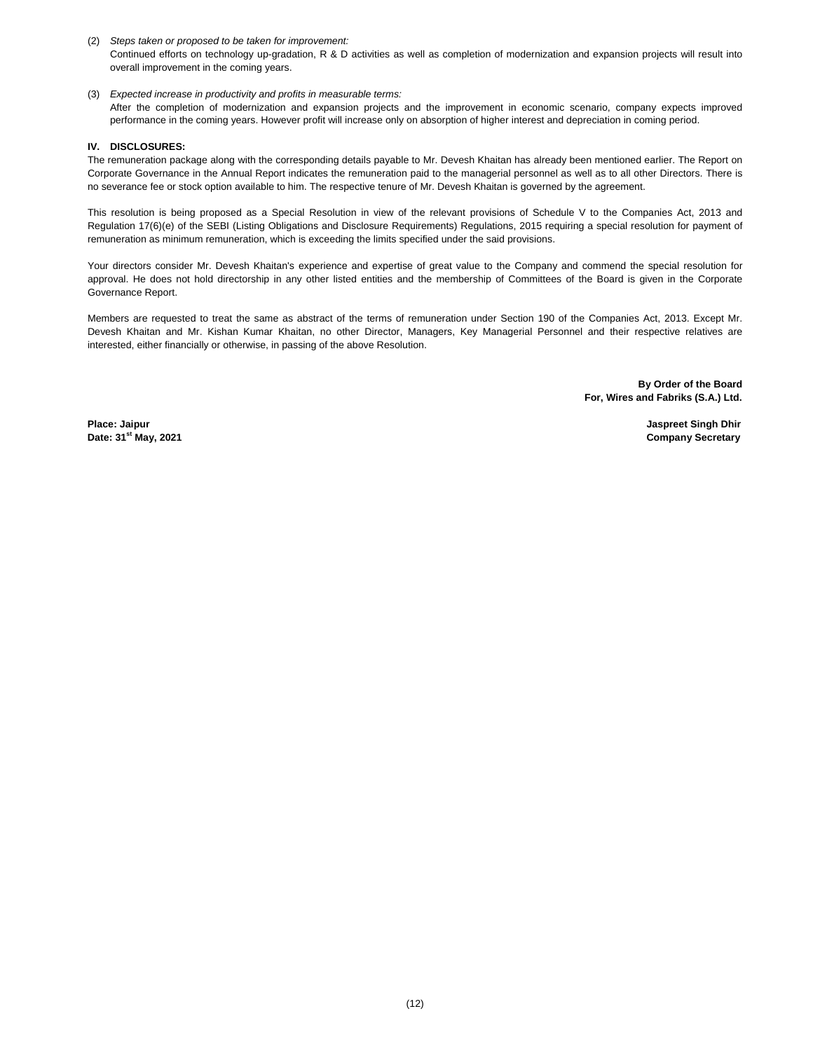(2) *Steps taken or proposed to be taken for improvement:*

Continued efforts on technology up-gradation, R & D activities as well as completion of modernization and expansion projects will result into overall improvement in the coming years.

(3) *Expected increase in productivity and profits in measurable terms:*

After the completion of modernization and expansion projects and the improvement in economic scenario, company expects improved performance in the coming years. However profit will increase only on absorption of higher interest and depreciation in coming period.

**IV. DISCLOSURES:**

The remuneration package along with the corresponding details payable to Mr. Devesh Khaitan has already been mentioned earlier. The Report on Corporate Governance in the Annual Report indicates the remuneration paid to the managerial personnel as well as to all other Directors. There is no severance fee or stock option available to him. The respective tenure of Mr. Devesh Khaitan is governed by the agreement.

This resolution is being proposed as a Special Resolution in view of the relevant provisions of Schedule V to the Companies Act, 2013 and Regulation 17(6)(e) of the SEBI (Listing Obligations and Disclosure Requirements) Regulations, 2015 requiring a special resolution for payment of remuneration as minimum remuneration, which is exceeding the limits specified under the said provisions.

Your directors consider Mr. Devesh Khaitan's experience and expertise of great value to the Company and commend the special resolution for approval. He does not hold directorship in any other listed entities and the membership of Committees of the Board is given in the Corporate Governance Report.

Members are requested to treat the same as abstract of the terms of remuneration under Section 190 of the Companies Act, 2013. Except Mr. Devesh Khaitan and Mr. Kishan Kumar Khaitan, no other Director, Managers, Key Managerial Personnel and their respective relatives are interested, either financially or otherwise, in passing of the above Resolution.

**By Order of the Board**
**For, Wires and Fabriks (S.A.) Ltd.**

**Place: Jaipur**
**Date: 31st May, 2021**

**Jaspreet Singh Dhir**
**Company Secretary**